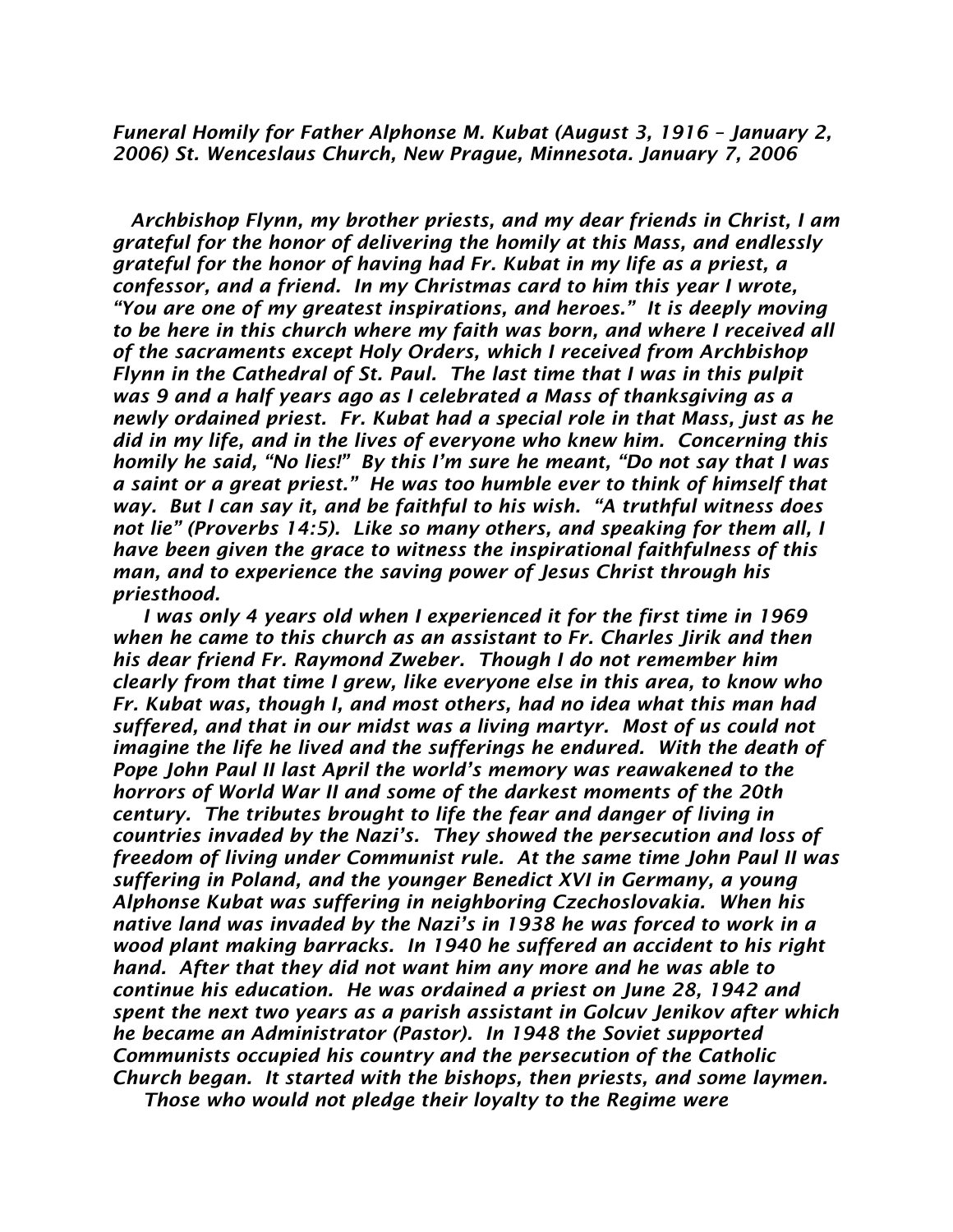*Funeral Homily for Father Alphonse M. Kubat (August 3, 1916 – January 2, 2006) St. Wenceslaus Church, New Prague, Minnesota. January 7, 2006*

*Archbishop Flynn, my brother priests, and my dear friends in Christ, I am grateful for the honor of delivering the homily at this Mass, and endlessly grateful for the honor of having had Fr. Kubat in my life as a priest, a confessor, and a friend. In my Christmas card to him this year I wrote, "You are one of my greatest inspirations, and heroes." It is deeply moving to be here in this church where my faith was born, and where I received all of the sacraments except Holy Orders, which I received from Archbishop Flynn in the Cathedral of St. Paul. The last time that I was in this pulpit was 9 and a half years ago as I celebrated a Mass of thanksgiving as a newly ordained priest. Fr. Kubat had a special role in that Mass, just as he did in my life, and in the lives of everyone who knew him. Concerning this homily he said, "No lies!" By this I'm sure he meant, "Do not say that I was a saint or a great priest." He was too humble ever to think of himself that way. But I can say it, and be faithful to his wish. "A truthful witness does not lie" (Proverbs 14:5). Like so many others, and speaking for them all, I have been given the grace to witness the inspirational faithfulness of this man, and to experience the saving power of Jesus Christ through his priesthood.*

*I was only 4 years old when I experienced it for the first time in 1969 when he came to this church as an assistant to Fr. Charles Jirik and then his dear friend Fr. Raymond Zweber. Though I do not remember him clearly from that time I grew, like everyone else in this area, to know who Fr. Kubat was, though I, and most others, had no idea what this man had suffered, and that in our midst was a living martyr. Most of us could not imagine the life he lived and the sufferings he endured. With the death of Pope John Paul II last April the world's memory was reawakened to the horrors of World War II and some of the darkest moments of the 20th century. The tributes brought to life the fear and danger of living in countries invaded by the Nazi's. They showed the persecution and loss of freedom of living under Communist rule. At the same time John Paul II was suffering in Poland, and the younger Benedict XVI in Germany, a young Alphonse Kubat was suffering in neighboring Czechoslovakia. When his native land was invaded by the Nazi's in 1938 he was forced to work in a wood plant making barracks. In 1940 he suffered an accident to his right hand. After that they did not want him any more and he was able to continue his education. He was ordained a priest on June 28, 1942 and spent the next two years as a parish assistant in Golcuv Jenikov after which he became an Administrator (Pastor). In 1948 the Soviet supported Communists occupied his country and the persecution of the Catholic Church began. It started with the bishops, then priests, and some laymen.*

*Those who would not pledge their loyalty to the Regime were*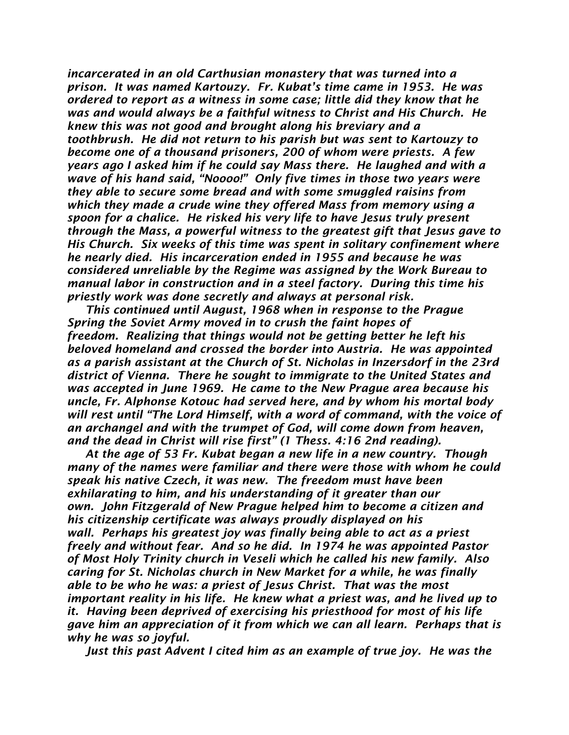*incarcerated in an old Carthusian monastery that was turned into a prison. It was named Kartouzy. Fr. Kubat's time came in 1953. He was ordered to report as a witness in some case; little did they know that he was and would always be a faithful witness to Christ and His Church. He knew this was not good and brought along his breviary and a toothbrush. He did not return to his parish but was sent to Kartouzy to become one of a thousand prisoners, 200 of whom were priests. A few years ago I asked him if he could say Mass there. He laughed and with a wave of his hand said, "Noooo!" Only five times in those two years were they able to secure some bread and with some smuggled raisins from which they made a crude wine they offered Mass from memory using a spoon for a chalice. He risked his very life to have Jesus truly present through the Mass, a powerful witness to the greatest gift that Jesus gave to His Church. Six weeks of this time was spent in solitary confinement where he nearly died. His incarceration ended in 1955 and because he was considered unreliable by the Regime was assigned by the Work Bureau to manual labor in construction and in a steel factory. During this time his priestly work was done secretly and always at personal risk.*

*This continued until August, 1968 when in response to the Prague Spring the Soviet Army moved in to crush the faint hopes of freedom. Realizing that things would not be getting better he left his beloved homeland and crossed the border into Austria. He was appointed as a parish assistant at the Church of St. Nicholas in Inzersdorf in the 23rd district of Vienna. There he sought to immigrate to the United States and was accepted in June 1969. He came to the New Prague area because his uncle, Fr. Alphonse Kotouc had served here, and by whom his mortal body will rest until "The Lord Himself, with a word of command, with the voice of an archangel and with the trumpet of God, will come down from heaven, and the dead in Christ will rise first" (1 Thess. 4:16 2nd reading).*

*At the age of 53 Fr. Kubat began a new life in a new country. Though many of the names were familiar and there were those with whom he could speak his native Czech, it was new. The freedom must have been exhilarating to him, and his understanding of it greater than our own. John Fitzgerald of New Prague helped him to become a citizen and his citizenship certificate was always proudly displayed on his wall. Perhaps his greatest joy was finally being able to act as a priest freely and without fear. And so he did. In 1974 he was appointed Pastor of Most Holy Trinity church in Veseli which he called his new family. Also caring for St. Nicholas church in New Market for a while, he was finally able to be who he was: a priest of Jesus Christ. That was the most important reality in his life. He knew what a priest was, and he lived up to it. Having been deprived of exercising his priesthood for most of his life gave him an appreciation of it from which we can all learn. Perhaps that is why he was so joyful.*

*Just this past Advent I cited him as an example of true joy. He was the*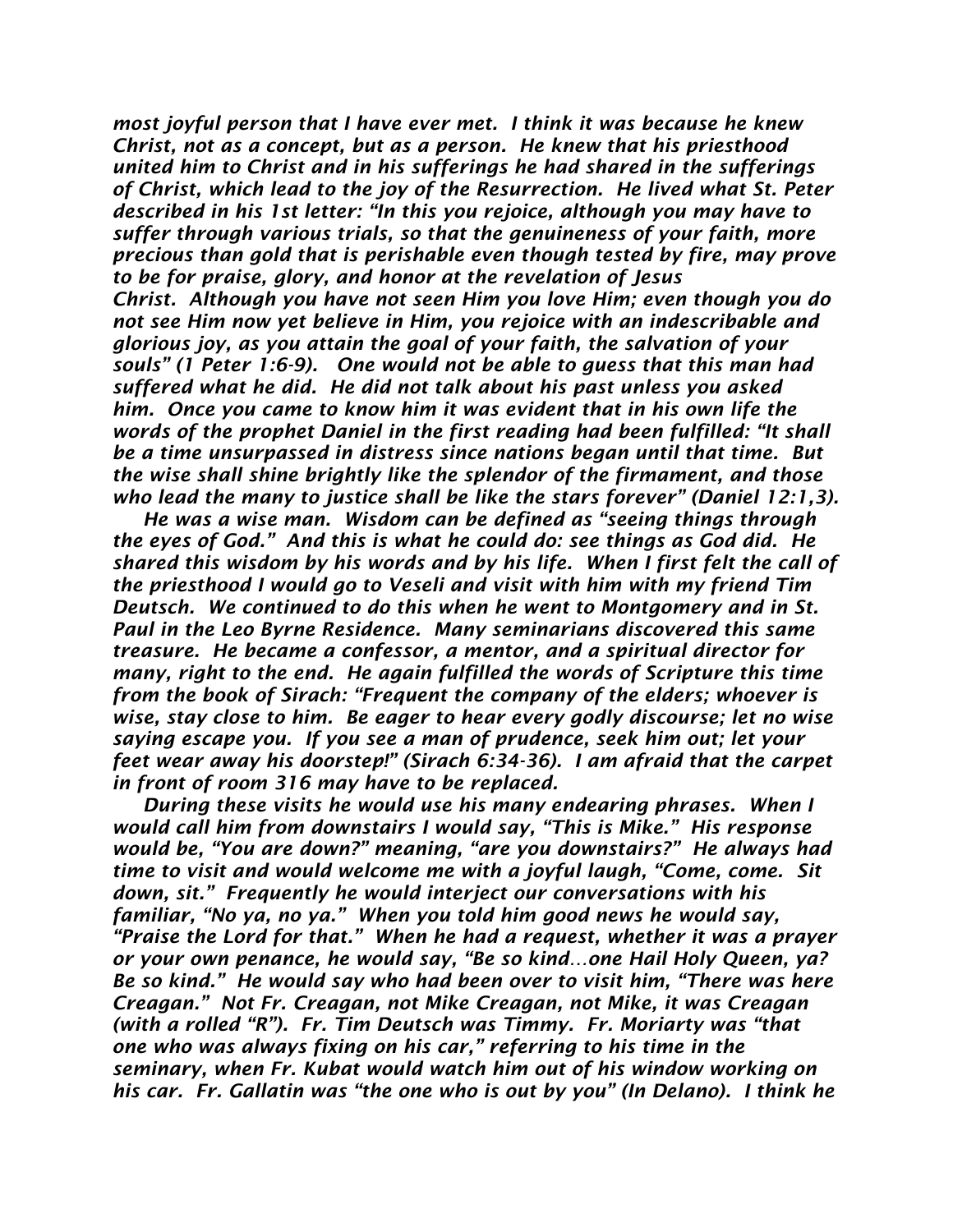*most joyful person that I have ever met. I think it was because he knew Christ, not as a concept, but as a person. He knew that his priesthood united him to Christ and in his sufferings he had shared in the sufferings of Christ, which lead to the joy of the Resurrection. He lived what St. Peter described in his 1st letter: "In this you rejoice, although you may have to suffer through various trials, so that the genuineness of your faith, more precious than gold that is perishable even though tested by fire, may prove to be for praise, glory, and honor at the revelation of Jesus Christ. Although you have not seen Him you love Him; even though you do not see Him now yet believe in Him, you rejoice with an indescribable and glorious joy, as you attain the goal of your faith, the salvation of your souls" (1 Peter 1:6-9). One would not be able to guess that this man had suffered what he did. He did not talk about his past unless you asked him. Once you came to know him it was evident that in his own life the words of the prophet Daniel in the first reading had been fulfilled: "It shall be a time unsurpassed in distress since nations began until that time. But the wise shall shine brightly like the splendor of the firmament, and those who lead the many to justice shall be like the stars forever" (Daniel 12:1,3).*

*He was a wise man. Wisdom can be defined as "seeing things through the eyes of God." And this is what he could do: see things as God did. He shared this wisdom by his words and by his life. When I first felt the call of the priesthood I would go to Veseli and visit with him with my friend Tim Deutsch. We continued to do this when he went to Montgomery and in St. Paul in the Leo Byrne Residence. Many seminarians discovered this same treasure. He became a confessor, a mentor, and a spiritual director for many, right to the end. He again fulfilled the words of Scripture this time from the book of Sirach: "Frequent the company of the elders; whoever is wise, stay close to him. Be eager to hear every godly discourse; let no wise saying escape you. If you see a man of prudence, seek him out; let your feet wear away his doorstep!" (Sirach 6:34-36). I am afraid that the carpet in front of room 316 may have to be replaced.*

*During these visits he would use his many endearing phrases. When I would call him from downstairs I would say, "This is Mike." His response would be, "You are down?" meaning, "are you downstairs?" He always had time to visit and would welcome me with a joyful laugh, "Come, come. Sit down, sit." Frequently he would interject our conversations with his familiar, "No ya, no ya." When you told him good news he would say, "Praise the Lord for that." When he had a request, whether it was a prayer or your own penance, he would say, "Be so kind…one Hail Holy Queen, ya? Be so kind." He would say who had been over to visit him, "There was here Creagan." Not Fr. Creagan, not Mike Creagan, not Mike, it was Creagan (with a rolled "R"). Fr. Tim Deutsch was Timmy. Fr. Moriarty was "that one who was always fixing on his car," referring to his time in the seminary, when Fr. Kubat would watch him out of his window working on his car. Fr. Gallatin was "the one who is out by you" (In Delano). I think he*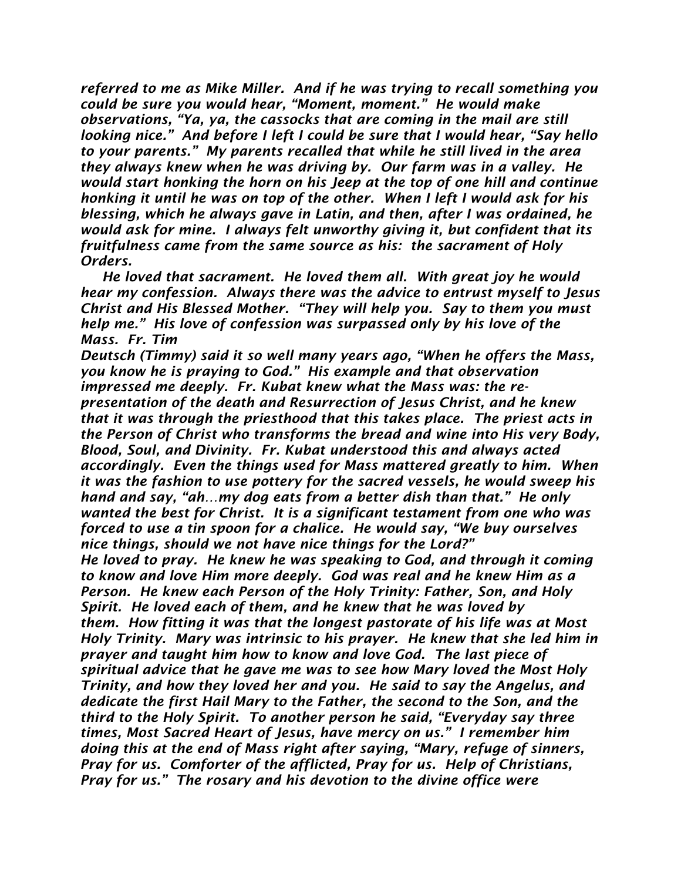*referred to me as Mike Miller. And if he was trying to recall something you could be sure you would hear, "Moment, moment." He would make observations, "Ya, ya, the cassocks that are coming in the mail are still looking nice." And before I left I could be sure that I would hear, "Say hello to your parents." My parents recalled that while he still lived in the area they always knew when he was driving by. Our farm was in a valley. He would start honking the horn on his Jeep at the top of one hill and continue honking it until he was on top of the other. When I left I would ask for his blessing, which he always gave in Latin, and then, after I was ordained, he would ask for mine. I always felt unworthy giving it, but confident that its fruitfulness came from the same source as his: the sacrament of Holy Orders.*

*He loved that sacrament. He loved them all. With great joy he would hear my confession. Always there was the advice to entrust myself to Jesus Christ and His Blessed Mother. "They will help you. Say to them you must help me." His love of confession was surpassed only by his love of the Mass. Fr. Tim Deutsch (Timmy) said it so well many years ago, "When he offers the Mass, you know he is praying to God." His example and that observation impressed me deeply. Fr. Kubat knew what the Mass was: the re-presentation of the death and Resurrection of Jesus Christ, and he knew that it was through the priesthood that this takes place. The priest acts in the Person of Christ who transforms the bread and wine into His very Body, Blood, Soul, and Divinity. Fr. Kubat understood this and always acted accordingly. Even the things used for Mass mattered greatly to him. When it was the fashion to use pottery for the sacred vessels, he would sweep his hand and say, "ah…my dog eats from a better dish than that." He only wanted the best for Christ. It is a significant testament from one who was forced to use a tin spoon for a chalice. He would say, "We buy ourselves nice things, should we not have nice things for the Lord?"*

*He loved to pray. He knew he was speaking to God, and through it coming to know and love Him more deeply. God was real and he knew Him as a Person. He knew each Person of the Holy Trinity: Father, Son, and Holy Spirit. He loved each of them, and he knew that he was loved by them. How fitting it was that the longest pastorate of his life was at Most Holy Trinity. Mary was intrinsic to his prayer. He knew that she led him in prayer and taught him how to know and love God. The last piece of spiritual advice that he gave me was to see how Mary loved the Most Holy Trinity, and how they loved her and you. He said to say the Angelus, and dedicate the first Hail Mary to the Father, the second to the Son, and the third to the Holy Spirit. To another person he said, "Everyday say three times, Most Sacred Heart of Jesus, have mercy on us." I remember him doing this at the end of Mass right after saying, "Mary, refuge of sinners, Pray for us. Comforter of the afflicted, Pray for us. Help of Christians, Pray for us." The rosary and his devotion to the divine office were*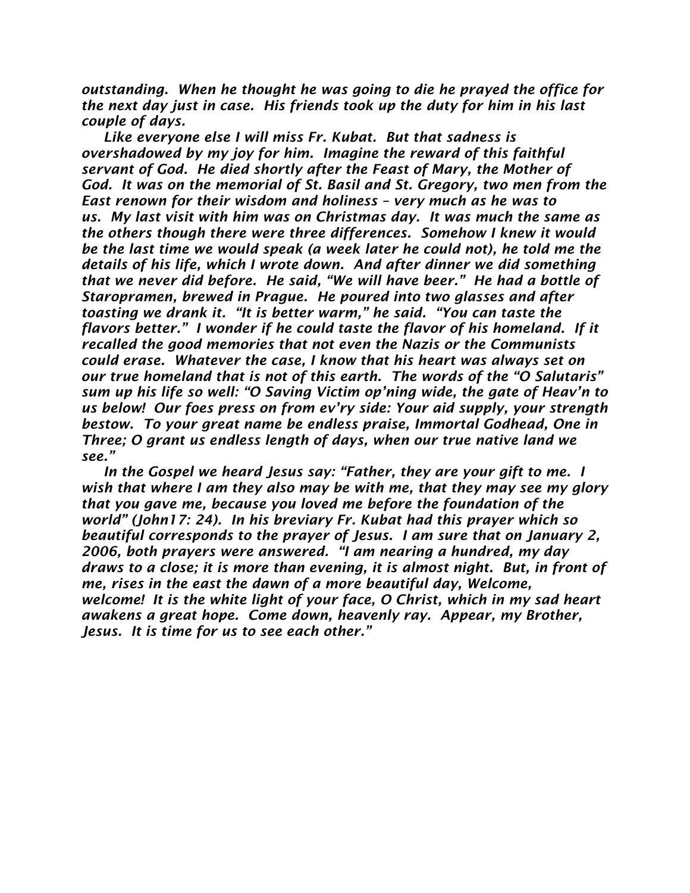*outstanding. When he thought he was going to die he prayed the office for the next day just in case. His friends took up the duty for him in his last couple of days.*

*Like everyone else I will miss Fr. Kubat. But that sadness is overshadowed by my joy for him. Imagine the reward of this faithful servant of God. He died shortly after the Feast of Mary, the Mother of God. It was on the memorial of St. Basil and St. Gregory, two men from the East renown for their wisdom and holiness – very much as he was to us. My last visit with him was on Christmas day. It was much the same as the others though there were three differences. Somehow I knew it would be the last time we would speak (a week later he could not), he told me the details of his life, which I wrote down. And after dinner we did something that we never did before. He said, "We will have beer." He had a bottle of Staropramen, brewed in Prague. He poured into two glasses and after toasting we drank it. "It is better warm," he said. "You can taste the flavors better." I wonder if he could taste the flavor of his homeland. If it recalled the good memories that not even the Nazis or the Communists could erase. Whatever the case, I know that his heart was always set on our true homeland that is not of this earth. The words of the "O Salutaris" sum up his life so well: "O Saving Victim op'ning wide, the gate of Heav'n to us below! Our foes press on from ev'ry side: Your aid supply, your strength bestow. To your great name be endless praise, Immortal Godhead, One in Three; O grant us endless length of days, when our true native land we see."*

*In the Gospel we heard Jesus say: "Father, they are your gift to me. I wish that where I am they also may be with me, that they may see my glory that you gave me, because you loved me before the foundation of the world" (John17: 24). In his breviary Fr. Kubat had this prayer which so beautiful corresponds to the prayer of Jesus. I am sure that on January 2, 2006, both prayers were answered. "I am nearing a hundred, my day draws to a close; it is more than evening, it is almost night. But, in front of me, rises in the east the dawn of a more beautiful day, Welcome, welcome! It is the white light of your face, O Christ, which in my sad heart awakens a great hope. Come down, heavenly ray. Appear, my Brother, Jesus. It is time for us to see each other."*